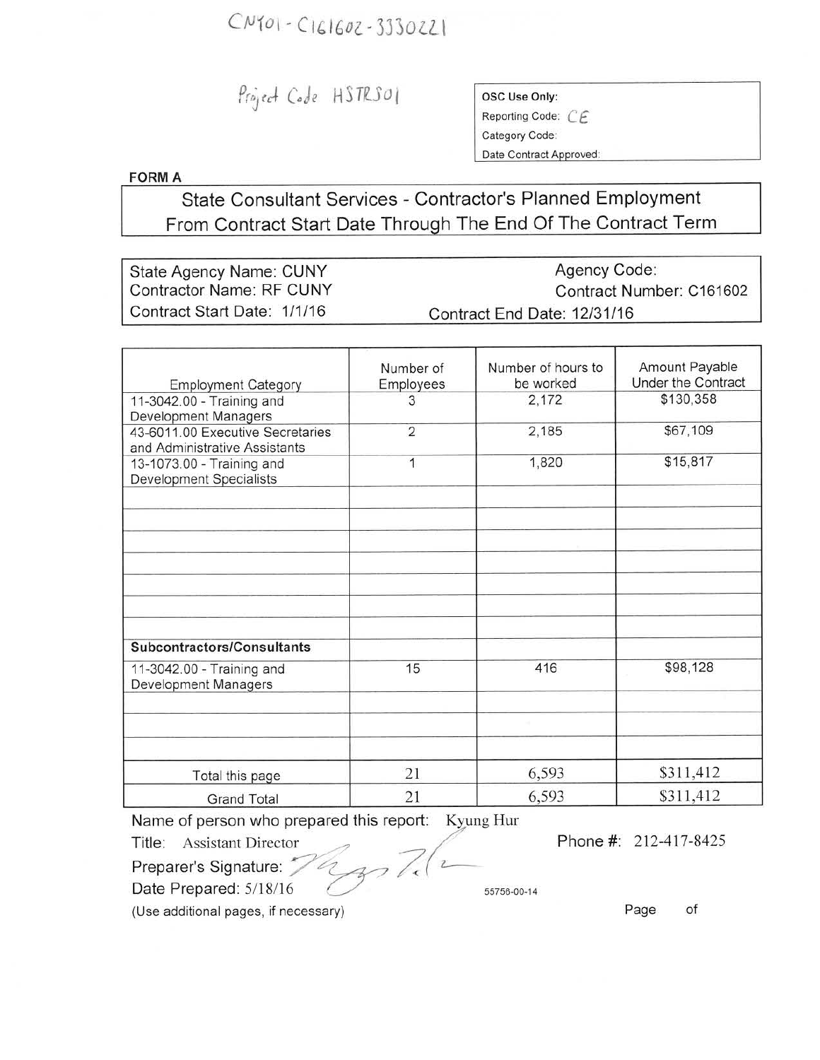CNY01 - C161602 - 3330221

Project Code HSTRS01

| OSC Use Only: |
|---|
| Reporting Code: CE |
| Category Code: |
| Date Contract Approved: |

**FORM A**

## State Consultant Services - Contractor's Planned Employment From Contract Start Date Through The End Of The Contract Term

| | |
|---|---|
| State Agency Name: CUNY | Agency Code: |
| Contractor Name: RF CUNY | Contract Number: C161602 |
| Contract Start Date: 1/1/16 | Contract End Date: 12/31/16 |

| Employment Category | Number of Employees | Number of hours to be worked | Amount Payable Under the Contract |
|---|---|---|---|
| 11-3042.00 - Training and Development Managers | 3 | 2,172 | $130,358 |
| 43-6011.00 Executive Secretaries and Administrative Assistants | 2 | 2,185 | $67,109 |
| 13-1073.00 - Training and Development Specialists | 1 | 1,820 | $15,817 |
| | | | |
| | | | |
| | | | |
| | | | |
| | | | |
| | | | |
| | | | |
| **Subcontractors/Consultants** | | | |
| 11-3042.00 - Training and Development Managers | 15 | 416 | $98,128 |
| | | | |
| | | | |
| | | | |
| Total this page | 21 | 6,593 | $311,412 |
| Grand Total | 21 | 6,593 | $311,412 |

Name of person who prepared this report: Kyung Hur

Title: Assistant Director

Phone #: 212-417-8425

Preparer's Signature: [signature]

Date Prepared: 5/18/16

55756-00-14

(Use additional pages, if necessary)

Page of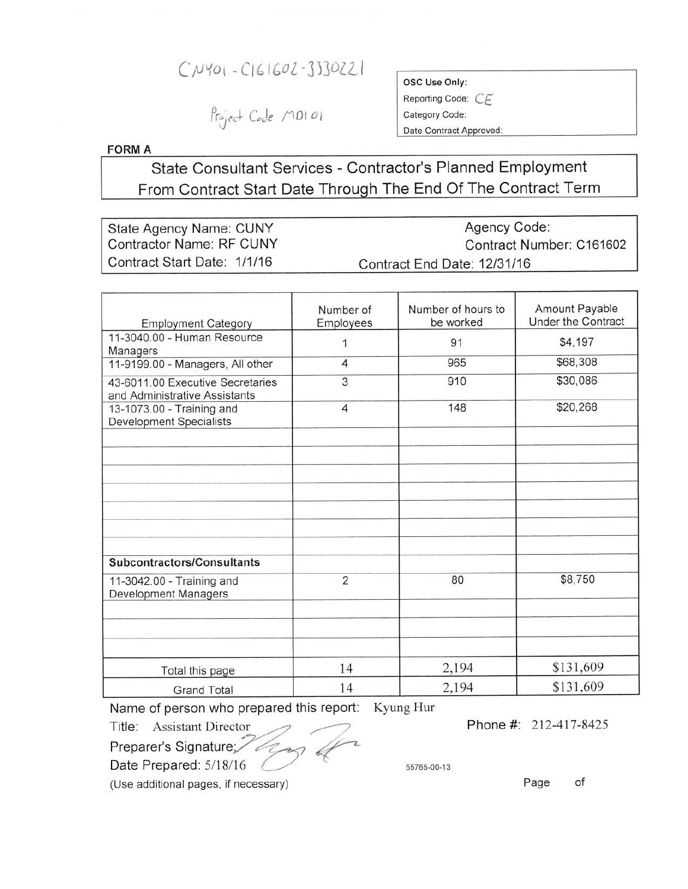CNY01 - C161602 - 3330221

Project Code MD101

| OSC Use Only: |
| --- |
| Reporting Code: CE |
| Category Code: |
| Date Contract Approved: |

**FORM A**

## State Consultant Services - Contractor's Planned Employment From Contract Start Date Through The End Of The Contract Term

State Agency Name: CUNY
Agency Code:
Contractor Name: RF CUNY
Contract Number: C161602
Contract Start Date: 1/1/16
Contract End Date: 12/31/16

| Employment Category | Number of Employees | Number of hours to be worked | Amount Payable Under the Contract |
| --- | --- | --- | --- |
| 11-3040.00 - Human Resource Managers | 1 | 91 | $4,197 |
| 11-9199.00 - Managers, All other | 4 | 965 | $68,308 |
| 43-6011.00 Executive Secretaries and Administrative Assistants | 3 | 910 | $30,086 |
| 13-1073.00 - Training and Development Specialists | 4 | 148 | $20,268 |
| | | | |
| | | | |
| | | | |
| | | | |
| | | | |
| | | | |
| | | | |
| **Subcontractors/Consultants** | | | |
| 11-3042.00 - Training and Development Managers | 2 | 80 | $8,750 |
| | | | |
| | | | |
| | | | |
| Total this page | 14 | 2,194 | $131,609 |
| Grand Total | 14 | 2,194 | $131,609 |

Name of person who prepared this report: Kyung Hur

Title: Assistant Director

Phone #: 212-417-8425

Preparer's Signature:

Date Prepared: 5/18/16

55765-00-13

(Use additional pages, if necessary)

Page of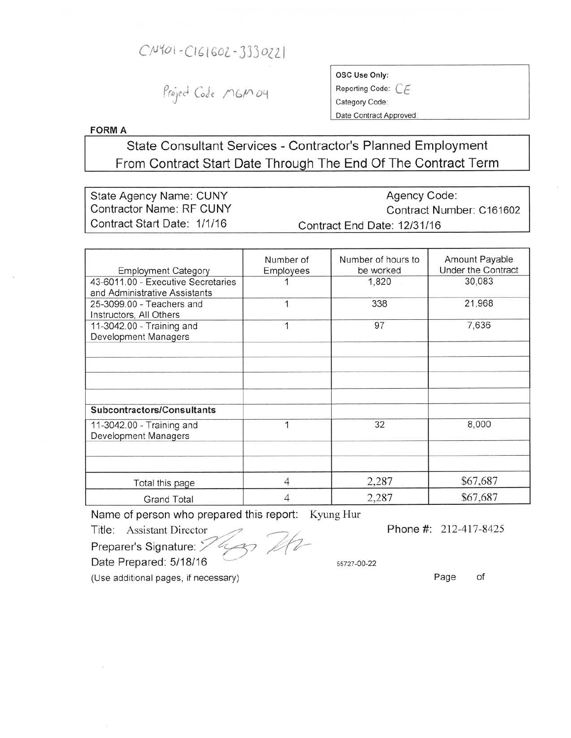CN401-C161602-3330221

Project Code MGM04

| OSC Use Only: |
| --- |
| Reporting Code: CE |
| Category Code: |
| Date Contract Approved: |

**FORM A**

## State Consultant Services - Contractor's Planned Employment From Contract Start Date Through The End Of The Contract Term

State Agency Name: CUNY
Agency Code:
Contractor Name: RF CUNY
Contract Number: C161602
Contract Start Date: 1/1/16
Contract End Date: 12/31/16

| Employment Category | Number of Employees | Number of hours to be worked | Amount Payable Under the Contract |
| --- | --- | --- | --- |
| 43-6011.00 - Executive Secretaries and Administrative Assistants | 1 | 1,820 | 30,083 |
| 25-3099.00 - Teachers and Instructors, All Others | 1 | 338 | 21,968 |
| 11-3042.00 - Training and Development Managers | 1 | 97 | 7,636 |
| | | | |
| | | | |
| | | | |
| | | | |
| **Subcontractors/Consultants** | | | |
| 11-3042.00 - Training and Development Managers | 1 | 32 | 8,000 |
| | | | |
| | | | |
| Total this page | 4 | 2,287 | \$67,687 |
| Grand Total | 4 | 2,287 | \$67,687 |

Name of person who prepared this report: Kyung Hur

Title: Assistant Director

Phone #: 212-417-8425

Preparer's Signature:

Date Prepared: 5/18/16

55727-00-22

(Use additional pages, if necessary)

Page of